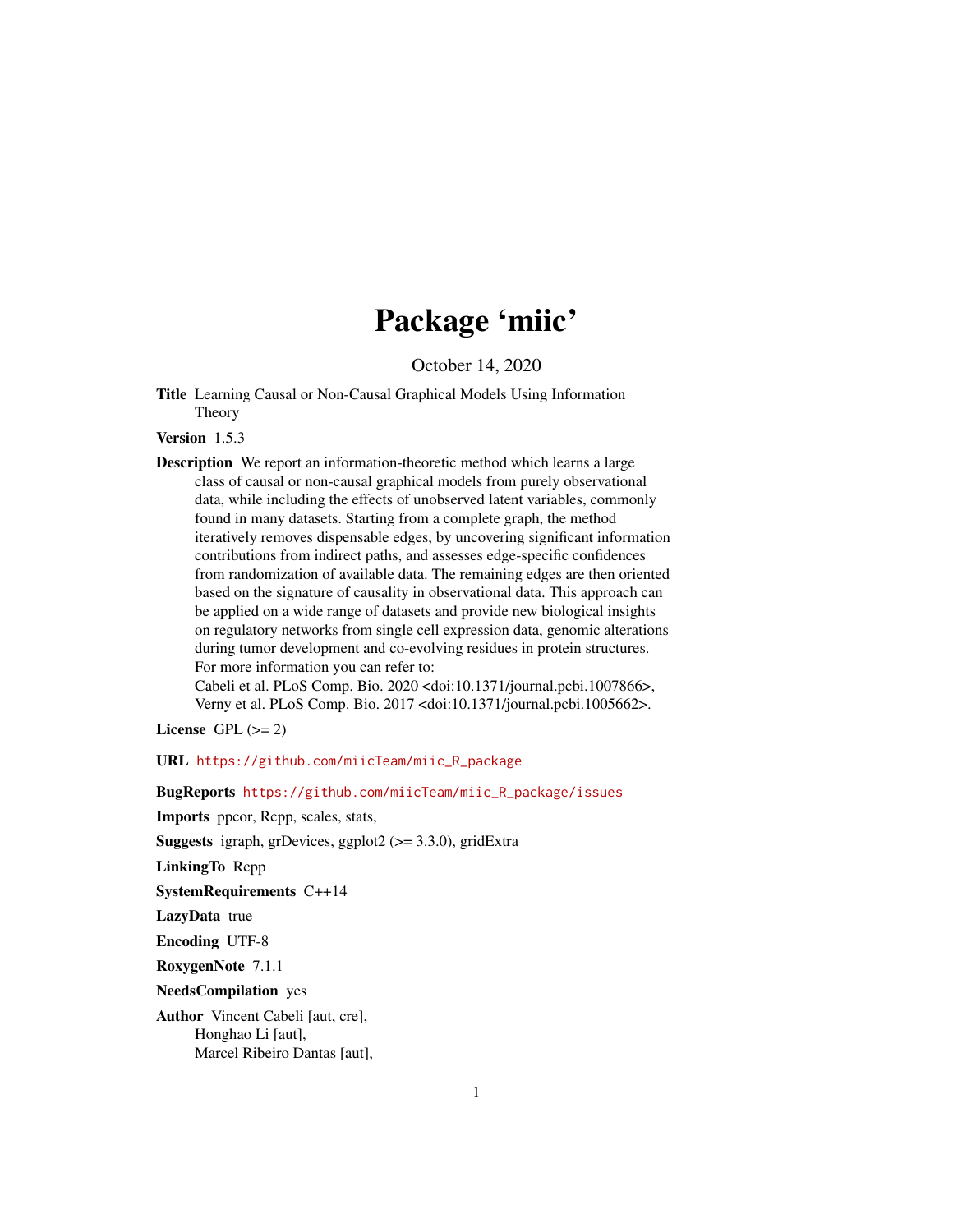# Package 'miic'

October 14, 2020

**Title** Learning Causal or Non-Causal Graphical Models Using Information Theory

**Version** 1.5.3

**Description** We report an information-theoretic method which learns a large class of causal or non-causal graphical models from purely observational data, while including the effects of unobserved latent variables, commonly found in many datasets. Starting from a complete graph, the method iteratively removes dispensable edges, by uncovering significant information contributions from indirect paths, and assesses edge-specific confidences from randomization of available data. The remaining edges are then oriented based on the signature of causality in observational data. This approach can be applied on a wide range of datasets and provide new biological insights on regulatory networks from single cell expression data, genomic alterations during tumor development and co-evolving residues in protein structures. For more information you can refer to:
Cabeli et al. PLoS Comp. Bio. 2020 <doi:10.1371/journal.pcbi.1007866>,
Verny et al. PLoS Comp. Bio. 2017 <doi:10.1371/journal.pcbi.1005662>.

**License** GPL (>= 2)

**URL** https://github.com/miicTeam/miic_R_package

**BugReports** https://github.com/miicTeam/miic_R_package/issues

**Imports** ppcor, Rcpp, scales, stats,

**Suggests** igraph, grDevices, ggplot2 (>= 3.3.0), gridExtra

**LinkingTo** Rcpp

**SystemRequirements** C++14

**LazyData** true

**Encoding** UTF-8

**RoxygenNote** 7.1.1

**NeedsCompilation** yes

**Author** Vincent Cabeli [aut, cre],
Honghao Li [aut],
Marcel Ribeiro Dantas [aut],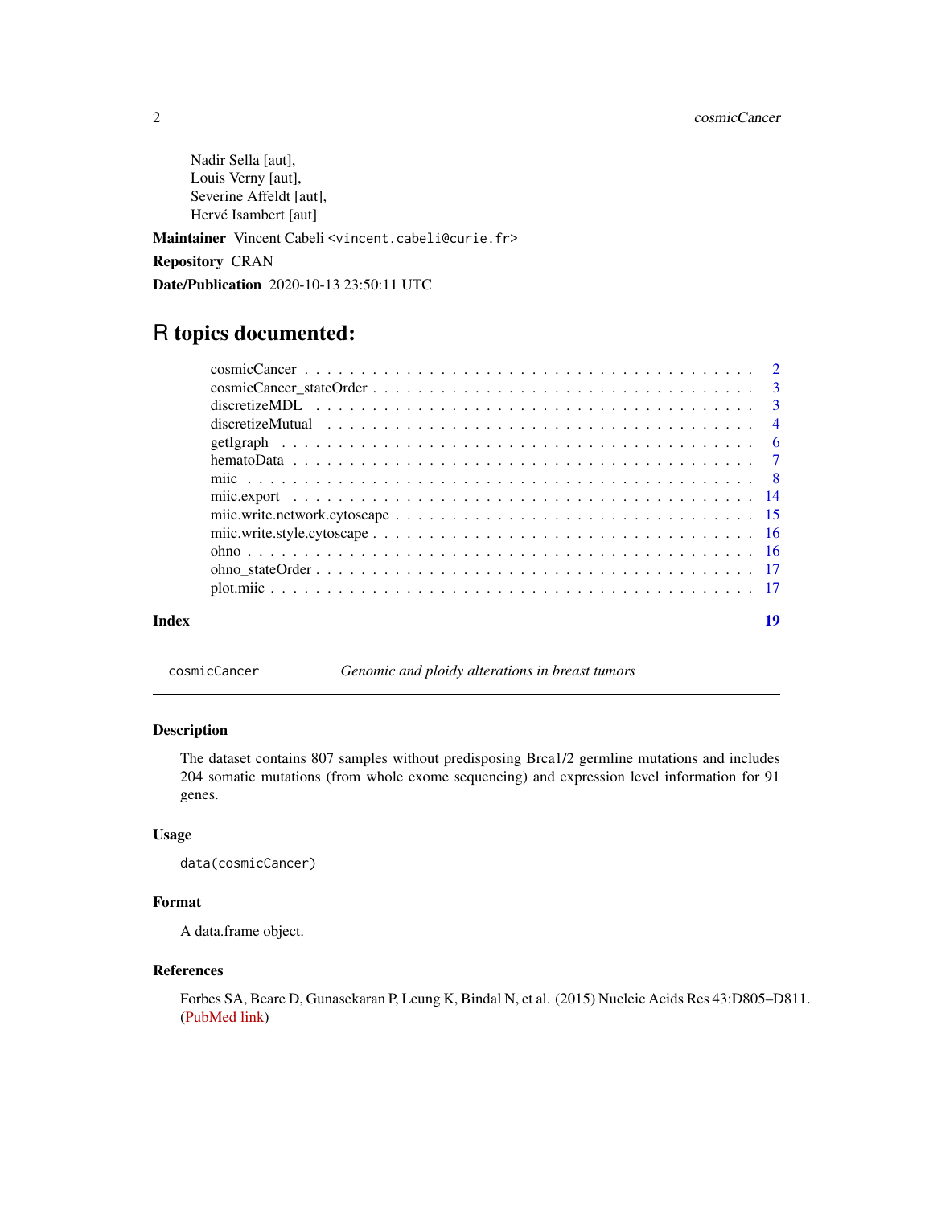Nadir Sella [aut],
Louis Verny [aut],
Severine Affeldt [aut],
Hervé Isambert [aut]

**Maintainer** Vincent Cabeli <vincent.cabeli@curie.fr>

**Repository** CRAN

**Date/Publication** 2020-10-13 23:50:11 UTC

# R topics documented:

- cosmicCancer . . . . . . . . . . . . . . . . . . . . . . . . . . . . . . . . . . . . . . 2
- cosmicCancer_stateOrder . . . . . . . . . . . . . . . . . . . . . . . . . . . . . . . 3
- discretizeMDL . . . . . . . . . . . . . . . . . . . . . . . . . . . . . . . . . . . . . 3
- discretizeMutual . . . . . . . . . . . . . . . . . . . . . . . . . . . . . . . . . . . . 4
- getIgraph . . . . . . . . . . . . . . . . . . . . . . . . . . . . . . . . . . . . . . . 6
- hematoData . . . . . . . . . . . . . . . . . . . . . . . . . . . . . . . . . . . . . . 7
- miic . . . . . . . . . . . . . . . . . . . . . . . . . . . . . . . . . . . . . . . . . . 8
- miic.export . . . . . . . . . . . . . . . . . . . . . . . . . . . . . . . . . . . . . . 14
- miic.write.network.cytoscape . . . . . . . . . . . . . . . . . . . . . . . . . . . . 15
- miic.write.style.cytoscape . . . . . . . . . . . . . . . . . . . . . . . . . . . . . . 16
- ohno . . . . . . . . . . . . . . . . . . . . . . . . . . . . . . . . . . . . . . . . . . 16
- ohno_stateOrder . . . . . . . . . . . . . . . . . . . . . . . . . . . . . . . . . . . . 17
- plot.miic . . . . . . . . . . . . . . . . . . . . . . . . . . . . . . . . . . . . . . . 17

**Index** 19

---

`cosmicCancer` *Genomic and ploidy alterations in breast tumors*

---

## Description

The dataset contains 807 samples without predisposing Brca1/2 germline mutations and includes 204 somatic mutations (from whole exome sequencing) and expression level information for 91 genes.

## Usage

```
data(cosmicCancer)
```

## Format

A data.frame object.

## References

Forbes SA, Beare D, Gunasekaran P, Leung K, Bindal N, et al. (2015) Nucleic Acids Res 43:D805–D811. (PubMed link)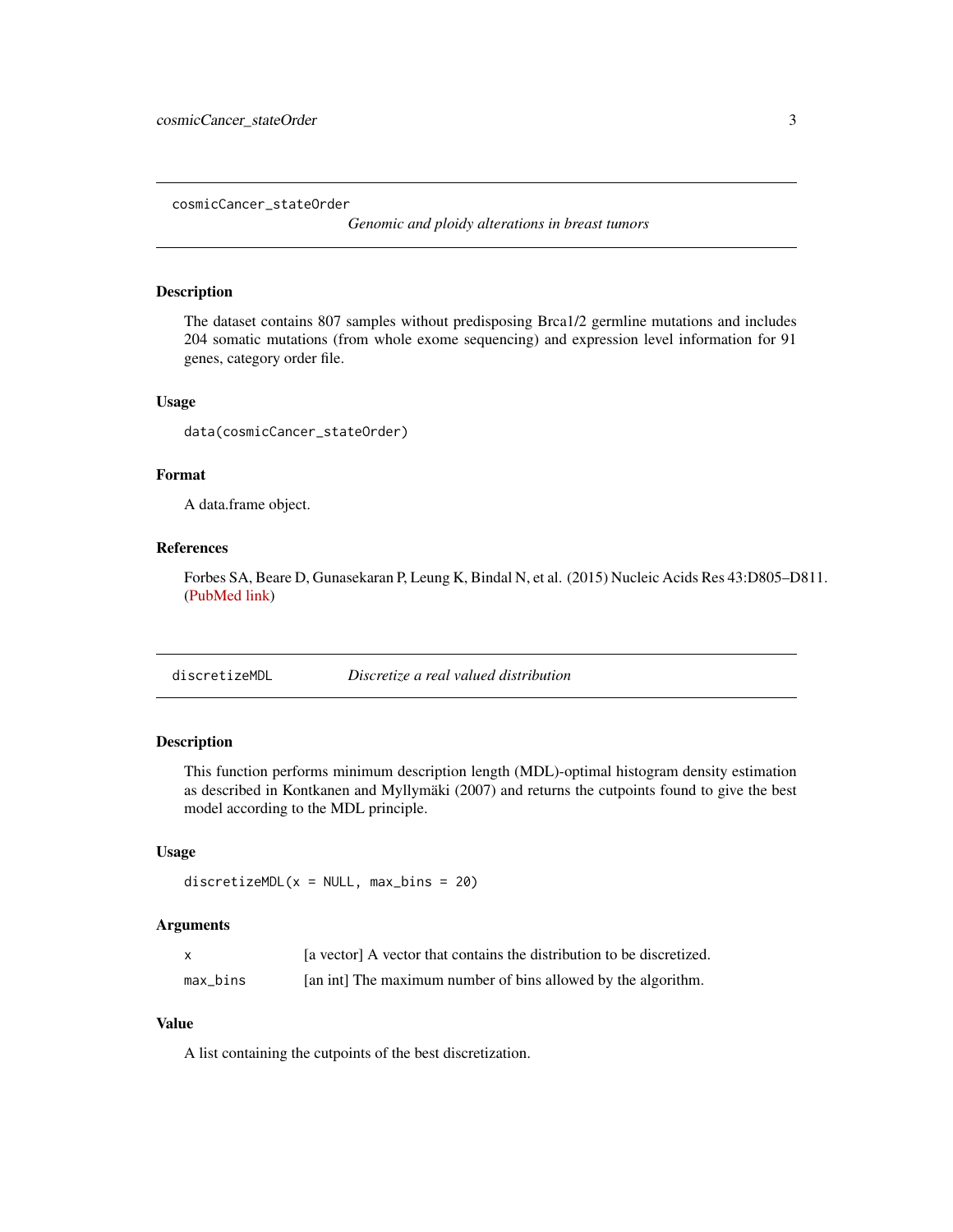## cosmicCancer_stateOrder

*Genomic and ploidy alterations in breast tumors*

### Description

The dataset contains 807 samples without predisposing Brca1/2 germline mutations and includes 204 somatic mutations (from whole exome sequencing) and expression level information for 91 genes, category order file.

### Usage

```
data(cosmicCancer_stateOrder)
```

### Format

A data.frame object.

### References

Forbes SA, Beare D, Gunasekaran P, Leung K, Bindal N, et al. (2015) Nucleic Acids Res 43:D805–D811. (PubMed link)

## discretizeMDL

*Discretize a real valued distribution*

### Description

This function performs minimum description length (MDL)-optimal histogram density estimation as described in Kontkanen and Myllymäki (2007) and returns the cutpoints found to give the best model according to the MDL principle.

### Usage

```
discretizeMDL(x = NULL, max_bins = 20)
```

### Arguments

| | |
|---|---|
| x | [a vector] A vector that contains the distribution to be discretized. |
| max_bins | [an int] The maximum number of bins allowed by the algorithm. |

### Value

A list containing the cutpoints of the best discretization.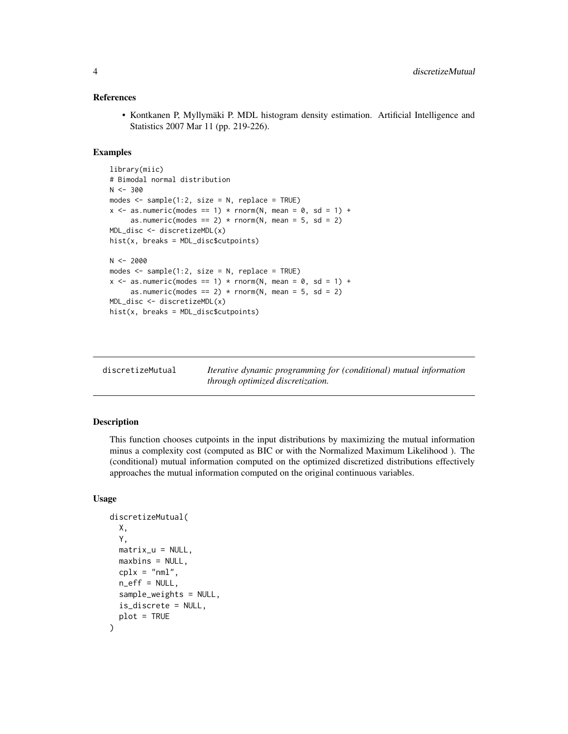### References

- Kontkanen P, Myllymäki P. MDL histogram density estimation. Artificial Intelligence and Statistics 2007 Mar 11 (pp. 219-226).

### Examples

```
library(miic)
# Bimodal normal distribution
N <- 300
modes <- sample(1:2, size = N, replace = TRUE)
x <- as.numeric(modes == 1) * rnorm(N, mean = 0, sd = 1) +
     as.numeric(modes == 2) * rnorm(N, mean = 5, sd = 2)
MDL_disc <- discretizeMDL(x)
hist(x, breaks = MDL_disc$cutpoints)

N <- 2000
modes <- sample(1:2, size = N, replace = TRUE)
x <- as.numeric(modes == 1) * rnorm(N, mean = 0, sd = 1) +
     as.numeric(modes == 2) * rnorm(N, mean = 5, sd = 2)
MDL_disc <- discretizeMDL(x)
hist(x, breaks = MDL_disc$cutpoints)
```

---

## discretizeMutual — *Iterative dynamic programming for (conditional) mutual information through optimized discretization.*

### Description

This function chooses cutpoints in the input distributions by maximizing the mutual information minus a complexity cost (computed as BIC or with the Normalized Maximum Likelihood ). The (conditional) mutual information computed on the optimized discretized distributions effectively approaches the mutual information computed on the original continuous variables.

### Usage

```
discretizeMutual(
  X,
  Y,
  matrix_u = NULL,
  maxbins = NULL,
  cplx = "nml",
  n_eff = NULL,
  sample_weights = NULL,
  is_discrete = NULL,
  plot = TRUE
)
```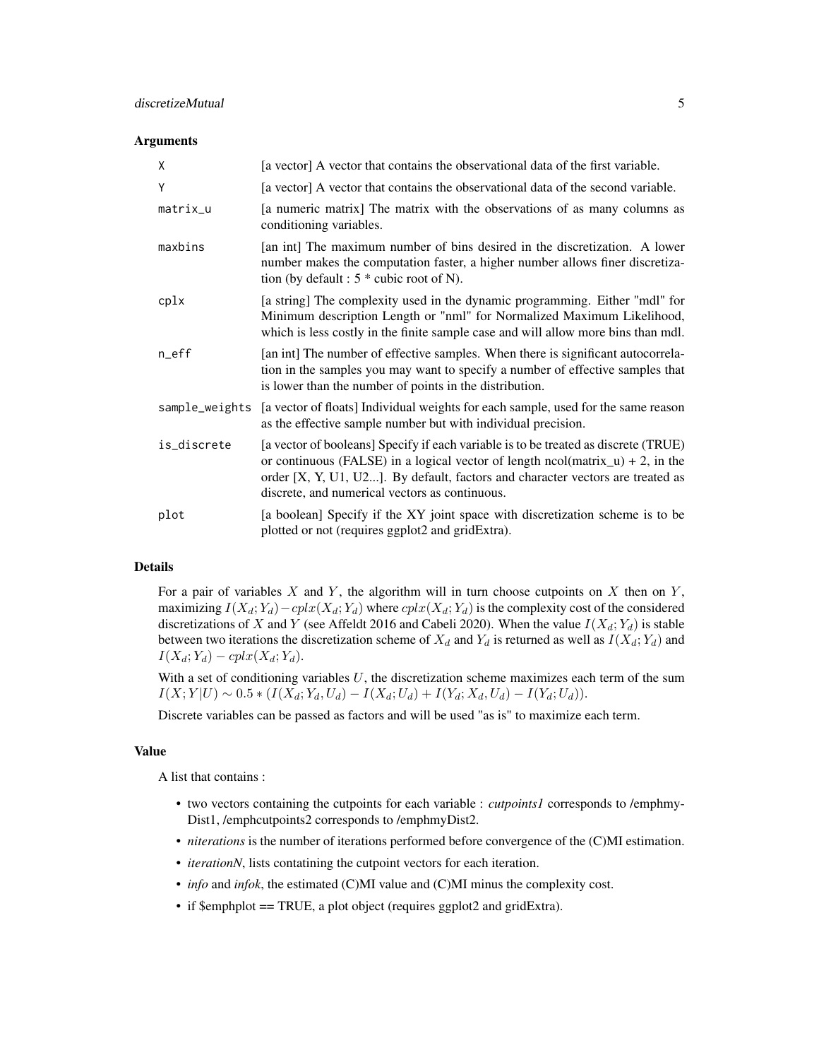### Arguments

| | |
|---|---|
| X | [a vector] A vector that contains the observational data of the first variable. |
| Y | [a vector] A vector that contains the observational data of the second variable. |
| matrix_u | [a numeric matrix] The matrix with the observations of as many columns as conditioning variables. |
| maxbins | [an int] The maximum number of bins desired in the discretization. A lower number makes the computation faster, a higher number allows finer discretization (by default : 5 * cubic root of N). |
| cplx | [a string] The complexity used in the dynamic programming. Either "mdl" for Minimum description Length or "nml" for Normalized Maximum Likelihood, which is less costly in the finite sample case and will allow more bins than mdl. |
| n_eff | [an int] The number of effective samples. When there is significant autocorrelation in the samples you may want to specify a number of effective samples that is lower than the number of points in the distribution. |
| sample_weights | [a vector of floats] Individual weights for each sample, used for the same reason as the effective sample number but with individual precision. |
| is_discrete | [a vector of booleans] Specify if each variable is to be treated as discrete (TRUE) or continuous (FALSE) in a logical vector of length ncol(matrix_u) + 2, in the order [X, Y, U1, U2...]. By default, factors and character vectors are treated as discrete, and numerical vectors as continuous. |
| plot | [a boolean] Specify if the XY joint space with discretization scheme is to be plotted or not (requires ggplot2 and gridExtra). |

### Details

For a pair of variables $X$ and $Y$, the algorithm will in turn choose cutpoints on $X$ then on $Y$, maximizing $I(X_d;Y_d) - cplx(X_d;Y_d)$ where $cplx(X_d;Y_d)$ is the complexity cost of the considered discretizations of $X$ and $Y$ (see Affeldt 2016 and Cabeli 2020). When the value $I(X_d;Y_d)$ is stable between two iterations the discretization scheme of $X_d$ and $Y_d$ is returned as well as $I(X_d;Y_d)$ and $I(X_d;Y_d) - cplx(X_d;Y_d)$.

With a set of conditioning variables $U$, the discretization scheme maximizes each term of the sum $I(X;Y|U) \sim 0.5 * (I(X_d;Y_d,U_d) - I(X_d;U_d) + I(Y_d;X_d,U_d) - I(Y_d;U_d))$.

Discrete variables can be passed as factors and will be used "as is" to maximize each term.

### Value

A list that contains :

- two vectors containing the cutpoints for each variable : *cutpoints1* corresponds to /emphmy-Dist1, /emphcutpoints2 corresponds to /emphmyDist2.
- *niterations* is the number of iterations performed before convergence of the (C)MI estimation.
- *iterationN*, lists contatining the cutpoint vectors for each iteration.
- *info* and *infok*, the estimated (C)MI value and (C)MI minus the complexity cost.
- if $emphplot == TRUE, a plot object (requires ggplot2 and gridExtra).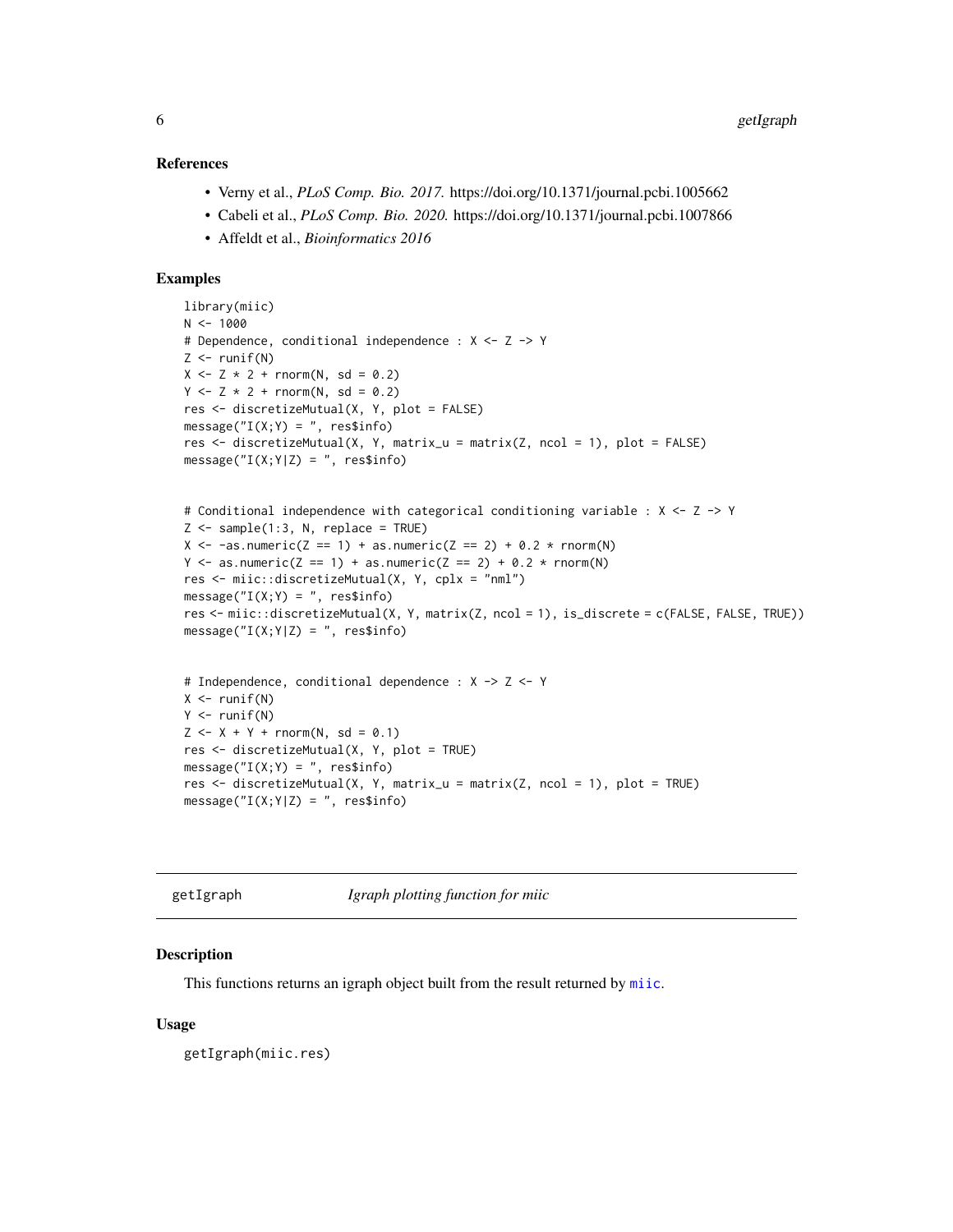### References

- Verny et al., *PLoS Comp. Bio. 2017.* https://doi.org/10.1371/journal.pcbi.1005662
- Cabeli et al., *PLoS Comp. Bio. 2020.* https://doi.org/10.1371/journal.pcbi.1007866
- Affeldt et al., *Bioinformatics 2016*

### Examples

```
library(miic)
N <- 1000
# Dependence, conditional independence : X <- Z -> Y
Z <- runif(N)
X <- Z * 2 + rnorm(N, sd = 0.2)
Y <- Z * 2 + rnorm(N, sd = 0.2)
res <- discretizeMutual(X, Y, plot = FALSE)
message("I(X;Y) = ", res$info)
res <- discretizeMutual(X, Y, matrix_u = matrix(Z, ncol = 1), plot = FALSE)
message("I(X;Y|Z) = ", res$info)


# Conditional independence with categorical conditioning variable : X <- Z -> Y
Z <- sample(1:3, N, replace = TRUE)
X <- -as.numeric(Z == 1) + as.numeric(Z == 2) + 0.2 * rnorm(N)
Y <- as.numeric(Z == 1) + as.numeric(Z == 2) + 0.2 * rnorm(N)
res <- miic::discretizeMutual(X, Y, cplx = "nml")
message("I(X;Y) = ", res$info)
res <- miic::discretizeMutual(X, Y, matrix(Z, ncol = 1), is_discrete = c(FALSE, FALSE, TRUE))
message("I(X;Y|Z) = ", res$info)


# Independence, conditional dependence : X -> Z <- Y
X <- runif(N)
Y <- runif(N)
Z <- X + Y + rnorm(N, sd = 0.1)
res <- discretizeMutual(X, Y, plot = TRUE)
message("I(X;Y) = ", res$info)
res <- discretizeMutual(X, Y, matrix_u = matrix(Z, ncol = 1), plot = TRUE)
message("I(X;Y|Z) = ", res$info)
```

---

## getIgraph *Igraph plotting function for miic*

### Description

This functions returns an igraph object built from the result returned by miic.

### Usage

```
getIgraph(miic.res)
```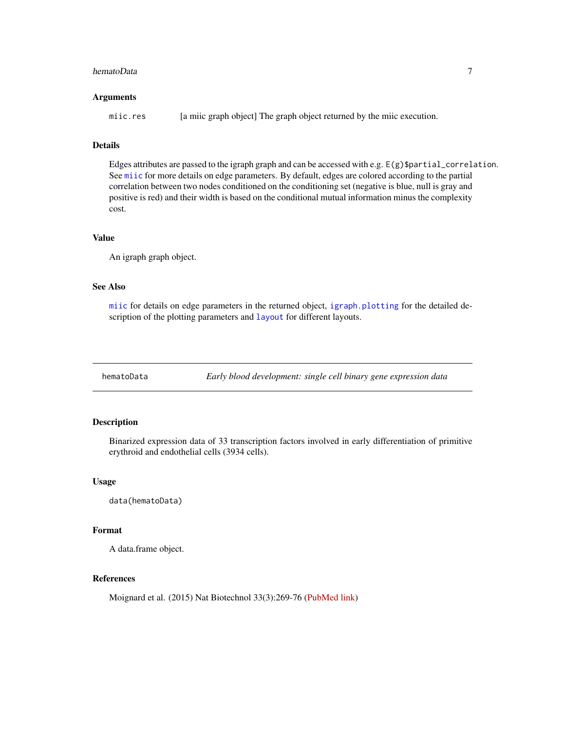### Arguments

`miic.res` [a miic graph object] The graph object returned by the miic execution.

### Details

Edges attributes are passed to the igraph graph and can be accessed with e.g. `E(g)$partial_correlation`. See `miic` for more details on edge parameters. By default, edges are colored according to the partial correlation between two nodes conditioned on the conditioning set (negative is blue, null is gray and positive is red) and their width is based on the conditional mutual information minus the complexity cost.

### Value

An igraph graph object.

### See Also

`miic` for details on edge parameters in the returned object, `igraph.plotting` for the detailed description of the plotting parameters and `layout` for different layouts.

---

## hematoData — *Early blood development: single cell binary gene expression data*

---

### Description

Binarized expression data of 33 transcription factors involved in early differentiation of primitive erythroid and endothelial cells (3934 cells).

### Usage

```
data(hematoData)
```

### Format

A data.frame object.

### References

Moignard et al. (2015) Nat Biotechnol 33(3):269-76 (PubMed link)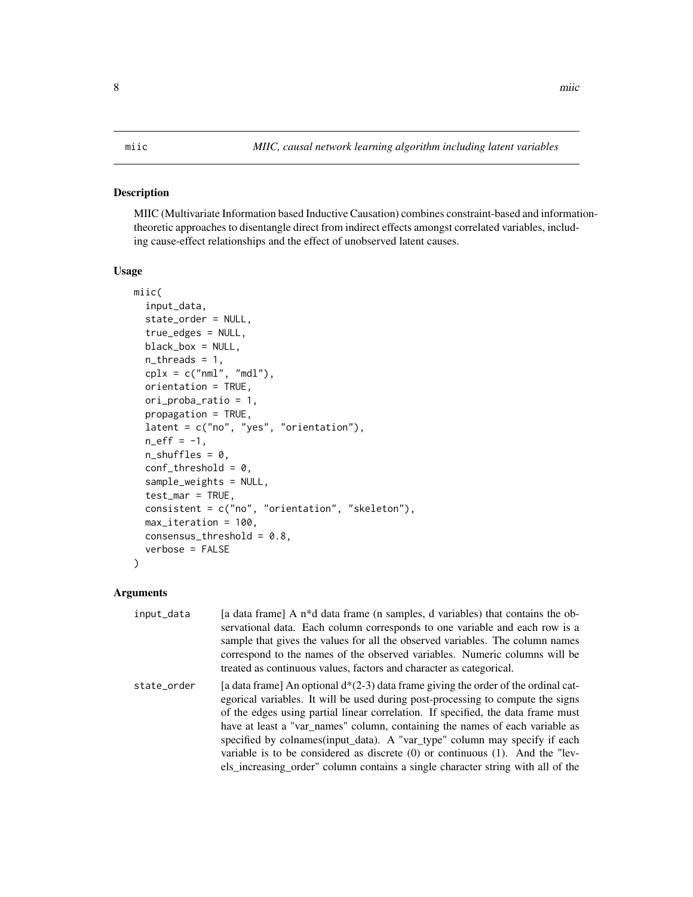miic — *MIIC, causal network learning algorithm including latent variables*

## Description

MIIC (Multivariate Information based Inductive Causation) combines constraint-based and information-theoretic approaches to disentangle direct from indirect effects amongst correlated variables, including cause-effect relationships and the effect of unobserved latent causes.

## Usage

```
miic(
  input_data,
  state_order = NULL,
  true_edges = NULL,
  black_box = NULL,
  n_threads = 1,
  cplx = c("nml", "mdl"),
  orientation = TRUE,
  ori_proba_ratio = 1,
  propagation = TRUE,
  latent = c("no", "yes", "orientation"),
  n_eff = -1,
  n_shuffles = 0,
  conf_threshold = 0,
  sample_weights = NULL,
  test_mar = TRUE,
  consistent = c("no", "orientation", "skeleton"),
  max_iteration = 100,
  consensus_threshold = 0.8,
  verbose = FALSE
)
```

## Arguments

| | |
|---|---|
| input_data | [a data frame] A n*d data frame (n samples, d variables) that contains the observational data. Each column corresponds to one variable and each row is a sample that gives the values for all the observed variables. The column names correspond to the names of the observed variables. Numeric columns will be treated as continuous values, factors and character as categorical. |
| state_order | [a data frame] An optional d*(2-3) data frame giving the order of the ordinal categorical variables. It will be used during post-processing to compute the signs of the edges using partial linear correlation. If specified, the data frame must have at least a "var_names" column, containing the names of each variable as specified by colnames(input_data). A "var_type" column may specify if each variable is to be considered as discrete (0) or continuous (1). And the "levels_increasing_order" column contains a single character string with all of the |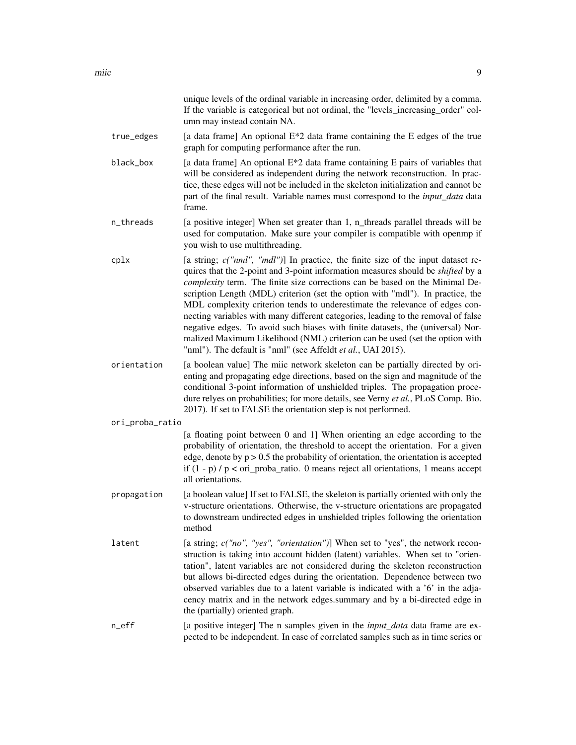unique levels of the ordinal variable in increasing order, delimited by a comma. If the variable is categorical but not ordinal, the "levels_increasing_order" column may instead contain NA.

`true_edges`
: [a data frame] An optional E*2 data frame containing the E edges of the true graph for computing performance after the run.

`black_box`
: [a data frame] An optional E*2 data frame containing E pairs of variables that will be considered as independent during the network reconstruction. In practice, these edges will not be included in the skeleton initialization and cannot be part of the final result. Variable names must correspond to the *input_data* data frame.

`n_threads`
: [a positive integer] When set greater than 1, n_threads parallel threads will be used for computation. Make sure your compiler is compatible with openmp if you wish to use multithreading.

`cplx`
: [a string; *c("nml", "mdl")*] In practice, the finite size of the input dataset requires that the 2-point and 3-point information measures should be *shifted* by a *complexity* term. The finite size corrections can be based on the Minimal Description Length (MDL) criterion (set the option with "mdl"). In practice, the MDL complexity criterion tends to underestimate the relevance of edges connecting variables with many different categories, leading to the removal of false negative edges. To avoid such biases with finite datasets, the (universal) Normalized Maximum Likelihood (NML) criterion can be used (set the option with "nml"). The default is "nml" (see Affeldt *et al.*, UAI 2015).

`orientation`
: [a boolean value] The miic network skeleton can be partially directed by orienting and propagating edge directions, based on the sign and magnitude of the conditional 3-point information of unshielded triples. The propagation procedure relyes on probabilities; for more details, see Verny *et al.*, PLoS Comp. Bio. 2017). If set to FALSE the orientation step is not performed.

`ori_proba_ratio`
: [a floating point between 0 and 1] When orienting an edge according to the probability of orientation, the threshold to accept the orientation. For a given edge, denote by $p > 0.5$ the probability of orientation, the orientation is accepted if $(1 - p) / p <$ ori_proba_ratio. 0 means reject all orientations, 1 means accept all orientations.

`propagation`
: [a boolean value] If set to FALSE, the skeleton is partially oriented with only the v-structure orientations. Otherwise, the v-structure orientations are propagated to downstream undirected edges in unshielded triples following the orientation method

`latent`
: [a string; *c("no", "yes", "orientation")*] When set to "yes", the network reconstruction is taking into account hidden (latent) variables. When set to "orientation", latent variables are not considered during the skeleton reconstruction but allows bi-directed edges during the orientation. Dependence between two observed variables due to a latent variable is indicated with a '6' in the adjacency matrix and in the network edges.summary and by a bi-directed edge in the (partially) oriented graph.

`n_eff`
: [a positive integer] The n samples given in the *input_data* data frame are expected to be independent. In case of correlated samples such as in time series or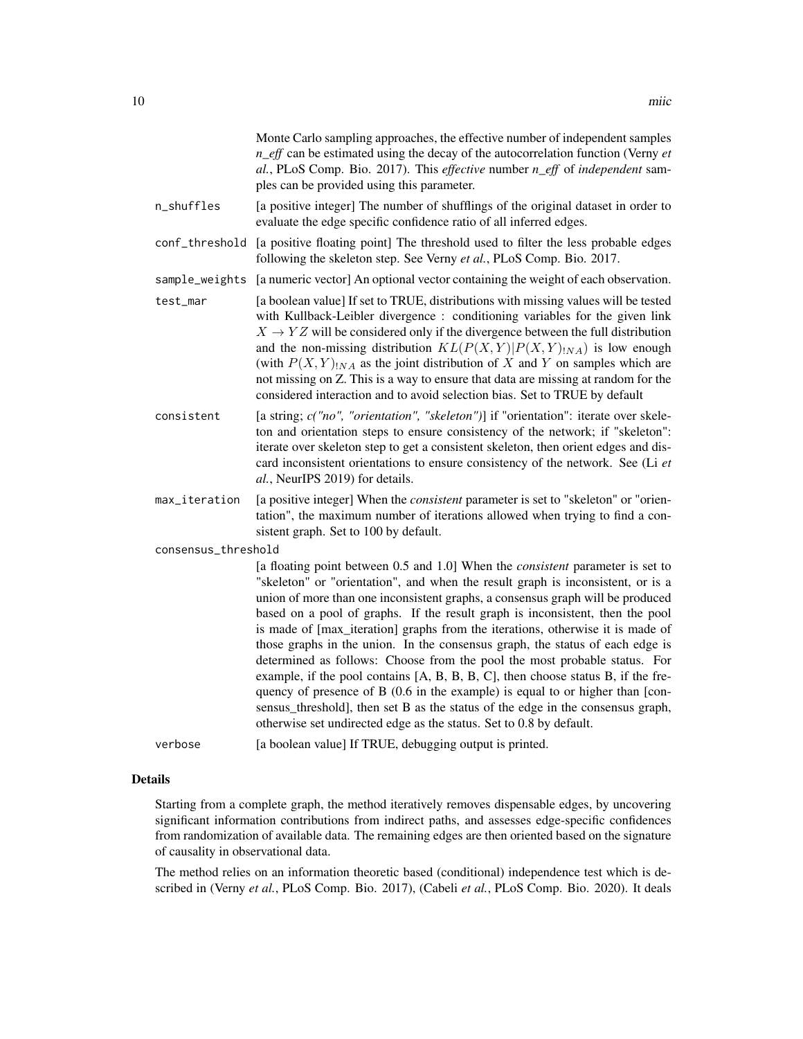Monte Carlo sampling approaches, the effective number of independent samples *n_eff* can be estimated using the decay of the autocorrelation function (Verny *et al.*, PLoS Comp. Bio. 2017). This *effective* number *n_eff* of *independent* samples can be provided using this parameter.

`n_shuffles` [a positive integer] The number of shufflings of the original dataset in order to evaluate the edge specific confidence ratio of all inferred edges.

`conf_threshold` [a positive floating point] The threshold used to filter the less probable edges following the skeleton step. See Verny *et al.*, PLoS Comp. Bio. 2017.

`sample_weights` [a numeric vector] An optional vector containing the weight of each observation.

`test_mar` [a boolean value] If set to TRUE, distributions with missing values will be tested with Kullback-Leibler divergence : conditioning variables for the given link $X \rightarrow YZ$ will be considered only if the divergence between the full distribution and the non-missing distribution $KL(P(X,Y)|P(X,Y)_{!NA})$ is low enough (with $P(X,Y)_{!NA}$ as the joint distribution of $X$ and $Y$ on samples which are not missing on Z. This is a way to ensure that data are missing at random for the considered interaction and to avoid selection bias. Set to TRUE by default

`consistent` [a string; *c("no", "orientation", "skeleton")*] if "orientation": iterate over skeleton and orientation steps to ensure consistency of the network; if "skeleton": iterate over skeleton step to get a consistent skeleton, then orient edges and discard inconsistent orientations to ensure consistency of the network. See (Li *et al.*, NeurIPS 2019) for details.

`max_iteration` [a positive integer] When the *consistent* parameter is set to "skeleton" or "orientation", the maximum number of iterations allowed when trying to find a consistent graph. Set to 100 by default.

`consensus_threshold`
[a floating point between 0.5 and 1.0] When the *consistent* parameter is set to "skeleton" or "orientation", and when the result graph is inconsistent, or is a union of more than one inconsistent graphs, a consensus graph will be produced based on a pool of graphs. If the result graph is inconsistent, then the pool is made of [max_iteration] graphs from the iterations, otherwise it is made of those graphs in the union. In the consensus graph, the status of each edge is determined as follows: Choose from the pool the most probable status. For example, if the pool contains [A, B, B, B, C], then choose status B, if the frequency of presence of B (0.6 in the example) is equal to or higher than [consensus_threshold], then set B as the status of the edge in the consensus graph, otherwise set undirected edge as the status. Set to 0.8 by default.

`verbose` [a boolean value] If TRUE, debugging output is printed.

## Details

Starting from a complete graph, the method iteratively removes dispensable edges, by uncovering significant information contributions from indirect paths, and assesses edge-specific confidences from randomization of available data. The remaining edges are then oriented based on the signature of causality in observational data.

The method relies on an information theoretic based (conditional) independence test which is described in (Verny *et al.*, PLoS Comp. Bio. 2017), (Cabeli *et al.*, PLoS Comp. Bio. 2020). It deals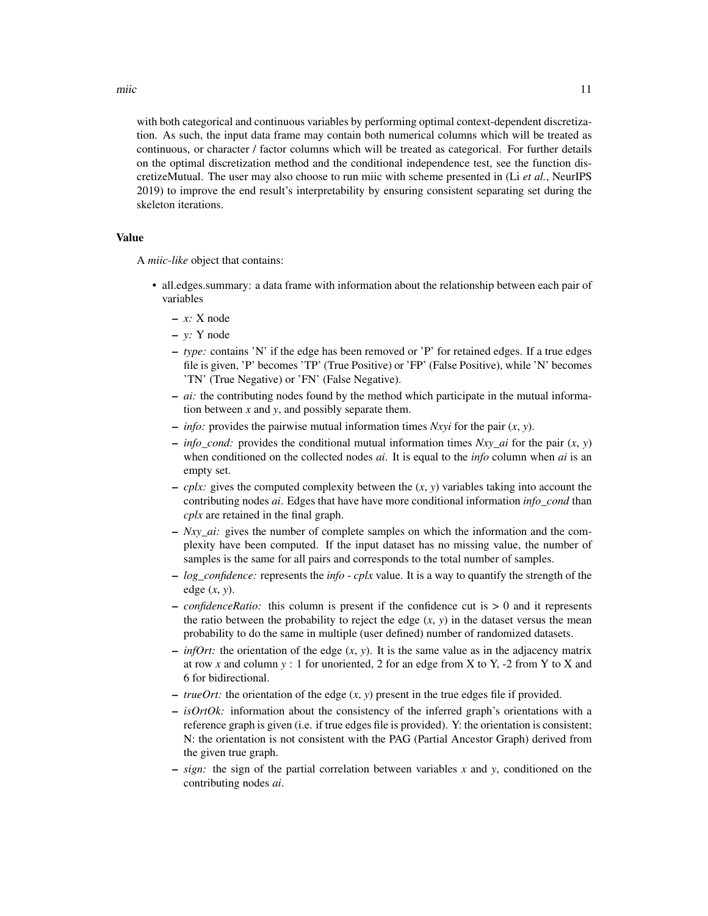with both categorical and continuous variables by performing optimal context-dependent discretization. As such, the input data frame may contain both numerical columns which will be treated as continuous, or character / factor columns which will be treated as categorical. For further details on the optimal discretization method and the conditional independence test, see the function discretizeMutual. The user may also choose to run miic with scheme presented in (Li *et al.*, NeurIPS 2019) to improve the end result's interpretability by ensuring consistent separating set during the skeleton iterations.

### Value

A *miic-like* object that contains:

- all.edges.summary: a data frame with information about the relationship between each pair of variables
  - *x:* X node
  - *y:* Y node
  - *type:* contains 'N' if the edge has been removed or 'P' for retained edges. If a true edges file is given, 'P' becomes 'TP' (True Positive) or 'FP' (False Positive), while 'N' becomes 'TN' (True Negative) or 'FN' (False Negative).
  - *ai:* the contributing nodes found by the method which participate in the mutual information between *x* and *y*, and possibly separate them.
  - *info:* provides the pairwise mutual information times *Nxyi* for the pair (*x*, *y*).
  - *info_cond:* provides the conditional mutual information times *Nxy_ai* for the pair (*x*, *y*) when conditioned on the collected nodes *ai*. It is equal to the *info* column when *ai* is an empty set.
  - *cplx:* gives the computed complexity between the (*x*, *y*) variables taking into account the contributing nodes *ai*. Edges that have have more conditional information *info_cond* than *cplx* are retained in the final graph.
  - *Nxy_ai:* gives the number of complete samples on which the information and the complexity have been computed. If the input dataset has no missing value, the number of samples is the same for all pairs and corresponds to the total number of samples.
  - *log_confidence:* represents the *info - cplx* value. It is a way to quantify the strength of the edge (*x*, *y*).
  - *confidenceRatio:* this column is present if the confidence cut is > 0 and it represents the ratio between the probability to reject the edge (*x*, *y*) in the dataset versus the mean probability to do the same in multiple (user defined) number of randomized datasets.
  - *infOrt:* the orientation of the edge (*x*, *y*). It is the same value as in the adjacency matrix at row *x* and column *y* : 1 for unoriented, 2 for an edge from X to Y, -2 from Y to X and 6 for bidirectional.
  - *trueOrt:* the orientation of the edge (*x*, *y*) present in the true edges file if provided.
  - *isOrtOk:* information about the consistency of the inferred graph's orientations with a reference graph is given (i.e. if true edges file is provided). Y: the orientation is consistent; N: the orientation is not consistent with the PAG (Partial Ancestor Graph) derived from the given true graph.
  - *sign:* the sign of the partial correlation between variables *x* and *y*, conditioned on the contributing nodes *ai*.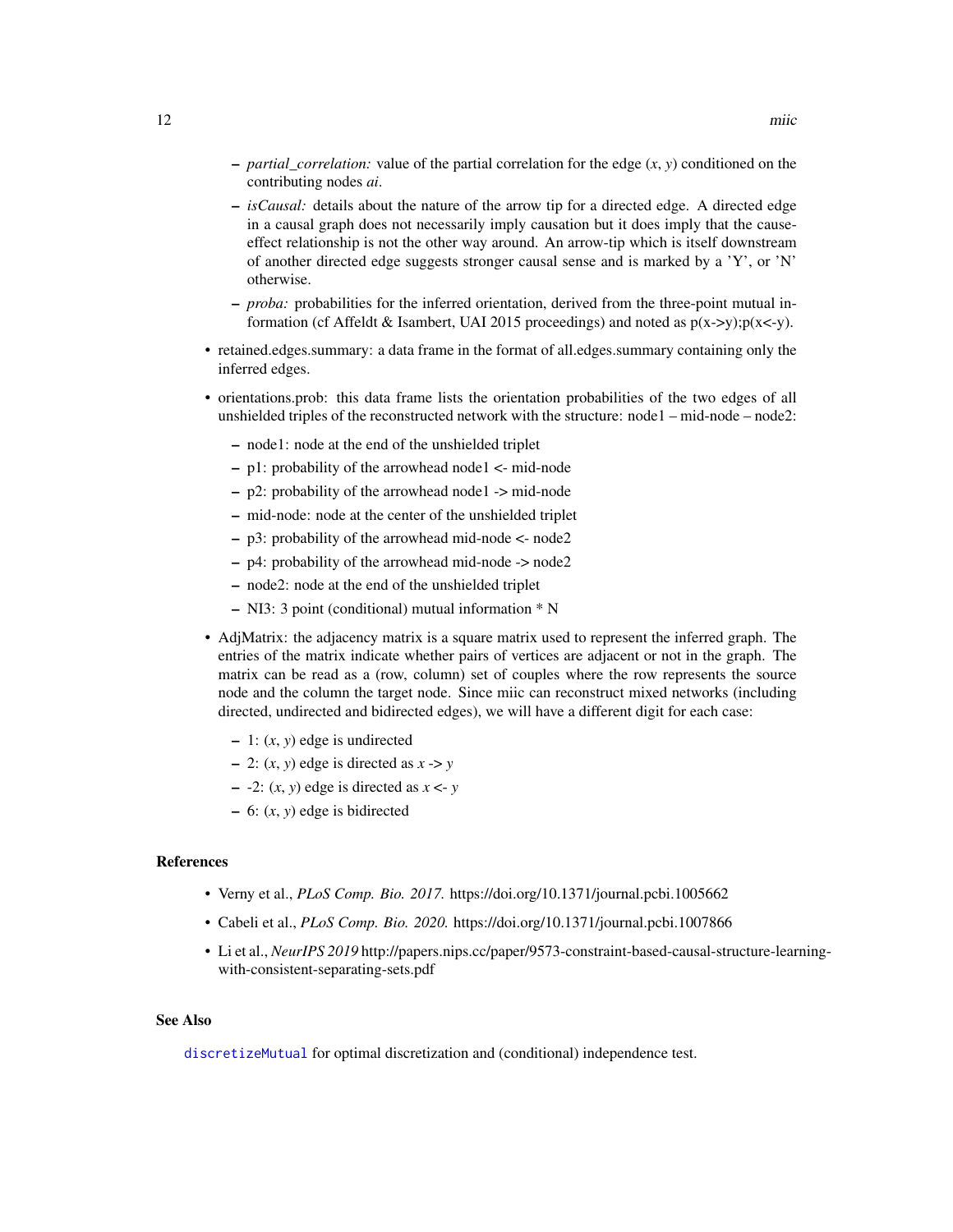- *partial_correlation:* value of the partial correlation for the edge (*x*, *y*) conditioned on the contributing nodes *ai*.
    - *isCausal:* details about the nature of the arrow tip for a directed edge. A directed edge in a causal graph does not necessarily imply causation but it does imply that the cause-effect relationship is not the other way around. An arrow-tip which is itself downstream of another directed edge suggests stronger causal sense and is marked by a 'Y', or 'N' otherwise.
    - *proba:* probabilities for the inferred orientation, derived from the three-point mutual information (cf Affeldt & Isambert, UAI 2015 proceedings) and noted as p(x->y);p(x<-y).
- retained.edges.summary: a data frame in the format of all.edges.summary containing only the inferred edges.
- orientations.prob: this data frame lists the orientation probabilities of the two edges of all unshielded triples of the reconstructed network with the structure: node1 – mid-node – node2:
    - node1: node at the end of the unshielded triplet
    - p1: probability of the arrowhead node1 <- mid-node
    - p2: probability of the arrowhead node1 -> mid-node
    - mid-node: node at the center of the unshielded triplet
    - p3: probability of the arrowhead mid-node <- node2
    - p4: probability of the arrowhead mid-node -> node2
    - node2: node at the end of the unshielded triplet
    - NI3: 3 point (conditional) mutual information * N
- AdjMatrix: the adjacency matrix is a square matrix used to represent the inferred graph. The entries of the matrix indicate whether pairs of vertices are adjacent or not in the graph. The matrix can be read as a (row, column) set of couples where the row represents the source node and the column the target node. Since miic can reconstruct mixed networks (including directed, undirected and bidirected edges), we will have a different digit for each case:
    - 1: (*x*, *y*) edge is undirected
    - 2: (*x*, *y*) edge is directed as *x* -> *y*
    - -2: (*x*, *y*) edge is directed as *x* <- *y*
    - 6: (*x*, *y*) edge is bidirected

### References

- Verny et al., *PLoS Comp. Bio. 2017.* https://doi.org/10.1371/journal.pcbi.1005662
- Cabeli et al., *PLoS Comp. Bio. 2020.* https://doi.org/10.1371/journal.pcbi.1007866
- Li et al., *NeurIPS 2019* http://papers.nips.cc/paper/9573-constraint-based-causal-structure-learning-with-consistent-separating-sets.pdf

### See Also

discretizeMutual for optimal discretization and (conditional) independence test.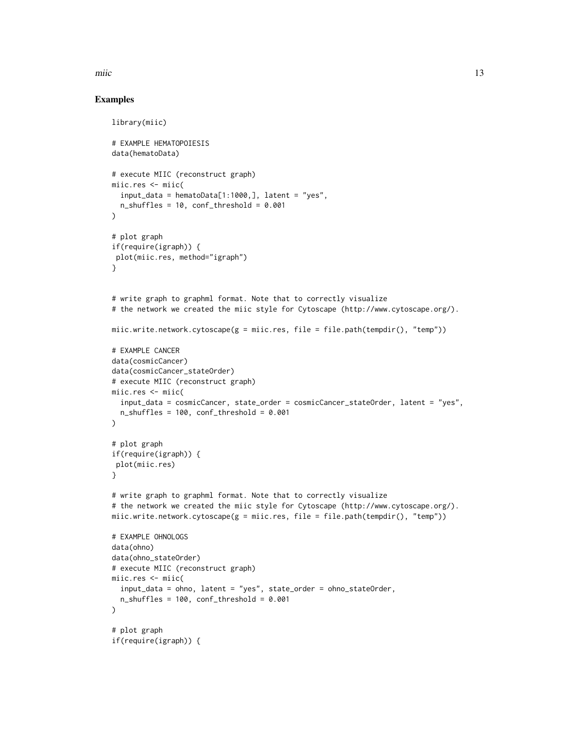## Examples

```
library(miic)

# EXAMPLE HEMATOPOIESIS
data(hematoData)

# execute MIIC (reconstruct graph)
miic.res <- miic(
  input_data = hematoData[1:1000,], latent = "yes",
  n_shuffles = 10, conf_threshold = 0.001
)

# plot graph
if(require(igraph)) {
 plot(miic.res, method="igraph")
}


# write graph to graphml format. Note that to correctly visualize
# the network we created the miic style for Cytoscape (http://www.cytoscape.org/).

miic.write.network.cytoscape(g = miic.res, file = file.path(tempdir(), "temp"))

# EXAMPLE CANCER
data(cosmicCancer)
data(cosmicCancer_stateOrder)
# execute MIIC (reconstruct graph)
miic.res <- miic(
  input_data = cosmicCancer, state_order = cosmicCancer_stateOrder, latent = "yes",
  n_shuffles = 100, conf_threshold = 0.001
)

# plot graph
if(require(igraph)) {
 plot(miic.res)
}

# write graph to graphml format. Note that to correctly visualize
# the network we created the miic style for Cytoscape (http://www.cytoscape.org/).
miic.write.network.cytoscape(g = miic.res, file = file.path(tempdir(), "temp"))

# EXAMPLE OHNOLOGS
data(ohno)
data(ohno_stateOrder)
# execute MIIC (reconstruct graph)
miic.res <- miic(
  input_data = ohno, latent = "yes", state_order = ohno_stateOrder,
  n_shuffles = 100, conf_threshold = 0.001
)

# plot graph
if(require(igraph)) {
```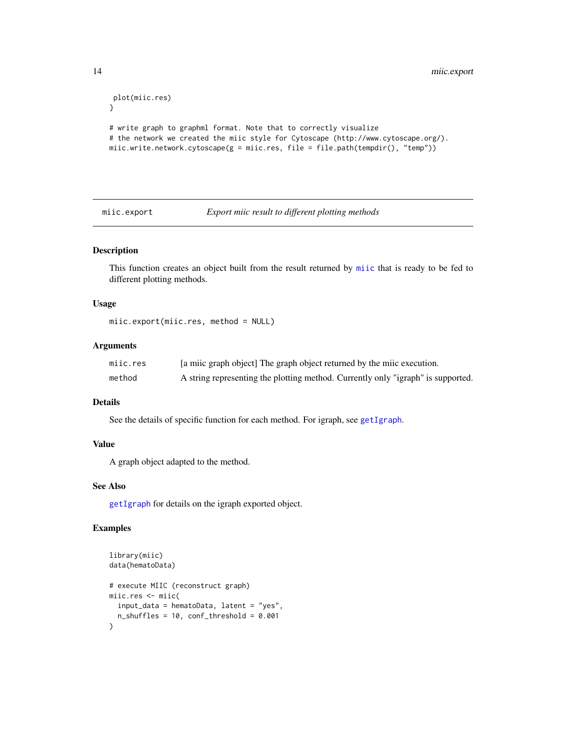```
 plot(miic.res)
}

# write graph to graphml format. Note that to correctly visualize
# the network we created the miic style for Cytoscape (http://www.cytoscape.org/).
miic.write.network.cytoscape(g = miic.res, file = file.path(tempdir(), "temp"))
```

## miic.export — *Export miic result to different plotting methods*

### Description

This function creates an object built from the result returned by miic that is ready to be fed to different plotting methods.

### Usage

```
miic.export(miic.res, method = NULL)
```

### Arguments

| | |
|---|---|
| miic.res | [a miic graph object] The graph object returned by the miic execution. |
| method | A string representing the plotting method. Currently only "igraph" is supported. |

### Details

See the details of specific function for each method. For igraph, see getIgraph.

### Value

A graph object adapted to the method.

### See Also

getIgraph for details on the igraph exported object.

### Examples

```
library(miic)
data(hematoData)

# execute MIIC (reconstruct graph)
miic.res <- miic(
  input_data = hematoData, latent = "yes",
  n_shuffles = 10, conf_threshold = 0.001
)
```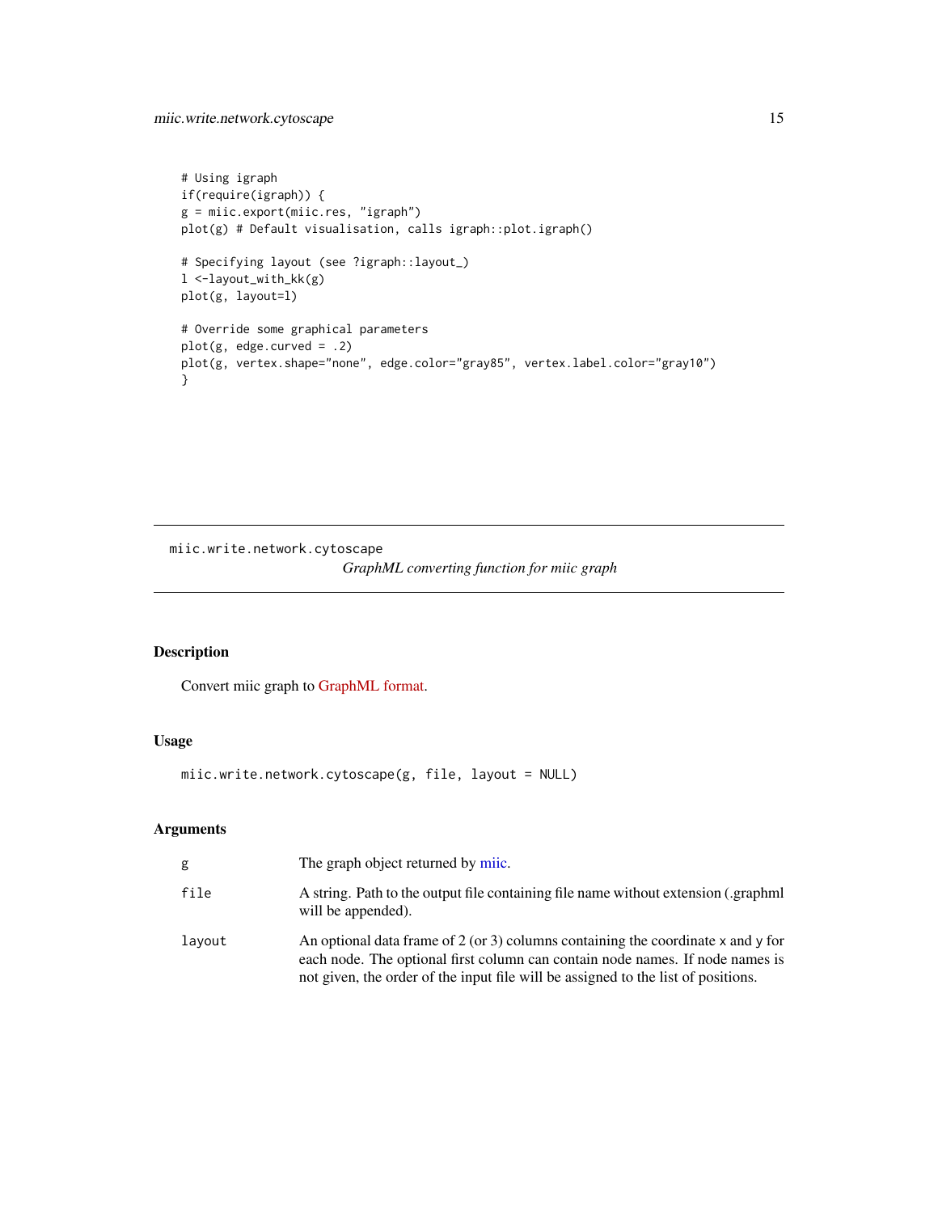```
# Using igraph
if(require(igraph)) {
g = miic.export(miic.res, "igraph")
plot(g) # Default visualisation, calls igraph::plot.igraph()

# Specifying layout (see ?igraph::layout_)
l <-layout_with_kk(g)
plot(g, layout=l)

# Override some graphical parameters
plot(g, edge.curved = .2)
plot(g, vertex.shape="none", edge.color="gray85", vertex.label.color="gray10")
}
```

---

## miic.write.network.cytoscape

*GraphML converting function for miic graph*

---

### Description

Convert miic graph to GraphML format.

### Usage

```
miic.write.network.cytoscape(g, file, layout = NULL)
```

### Arguments

| | |
|---|---|
| `g` | The graph object returned by miic. |
| `file` | A string. Path to the output file containing file name without extension (.graphml will be appended). |
| `layout` | An optional data frame of 2 (or 3) columns containing the coordinate x and y for each node. The optional first column can contain node names. If node names is not given, the order of the input file will be assigned to the list of positions. |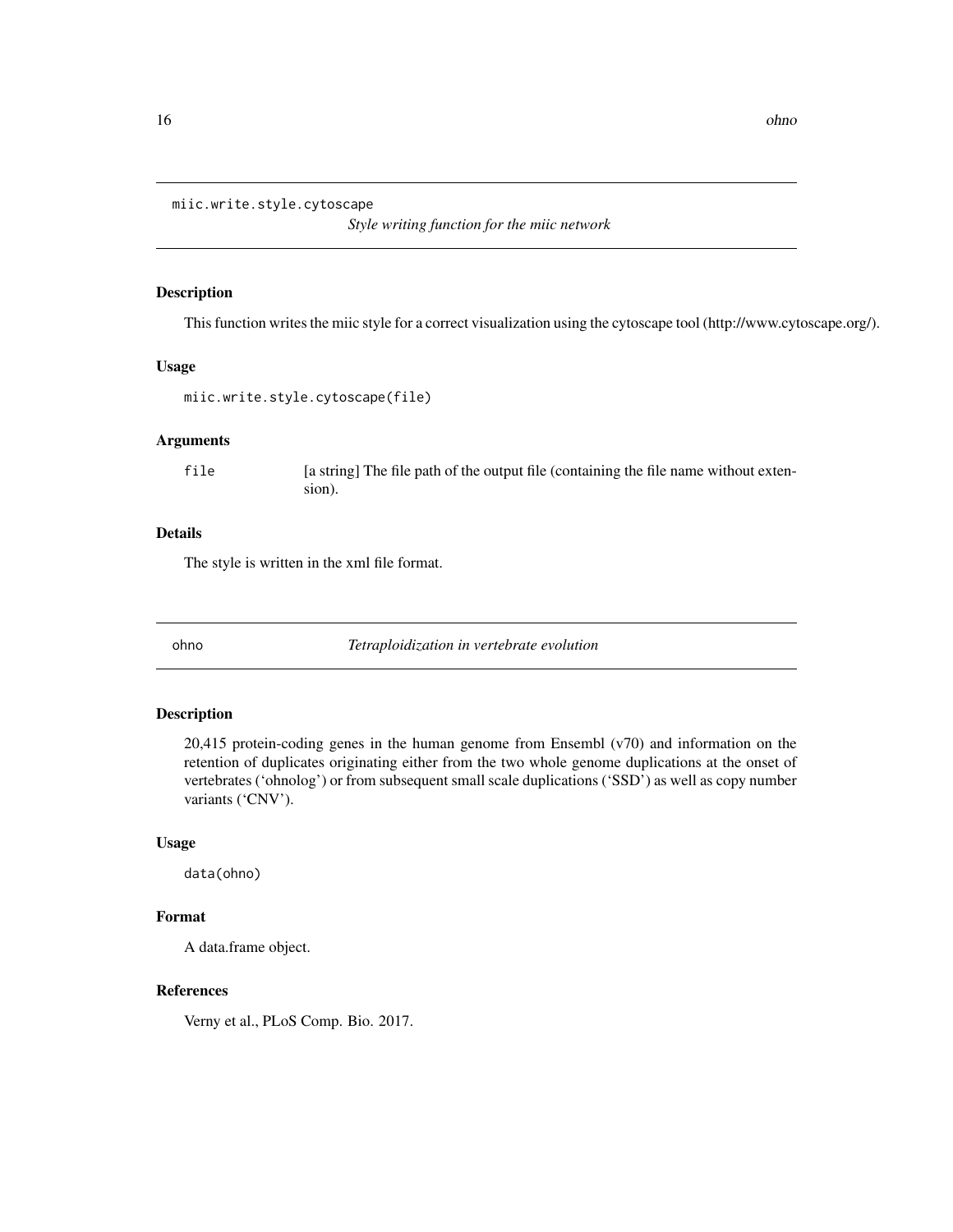## miic.write.style.cytoscape

*Style writing function for the miic network*

### Description

This function writes the miic style for a correct visualization using the cytoscape tool (http://www.cytoscape.org/).

### Usage

```
miic.write.style.cytoscape(file)
```

### Arguments

| | |
|---|---|
| file | [a string] The file path of the output file (containing the file name without extension). |

### Details

The style is written in the xml file format.

## ohno

*Tetraploidization in vertebrate evolution*

### Description

20,415 protein-coding genes in the human genome from Ensembl (v70) and information on the retention of duplicates originating either from the two whole genome duplications at the onset of vertebrates ('ohnolog') or from subsequent small scale duplications ('SSD') as well as copy number variants ('CNV').

### Usage

```
data(ohno)
```

### Format

A data.frame object.

### References

Verny et al., PLoS Comp. Bio. 2017.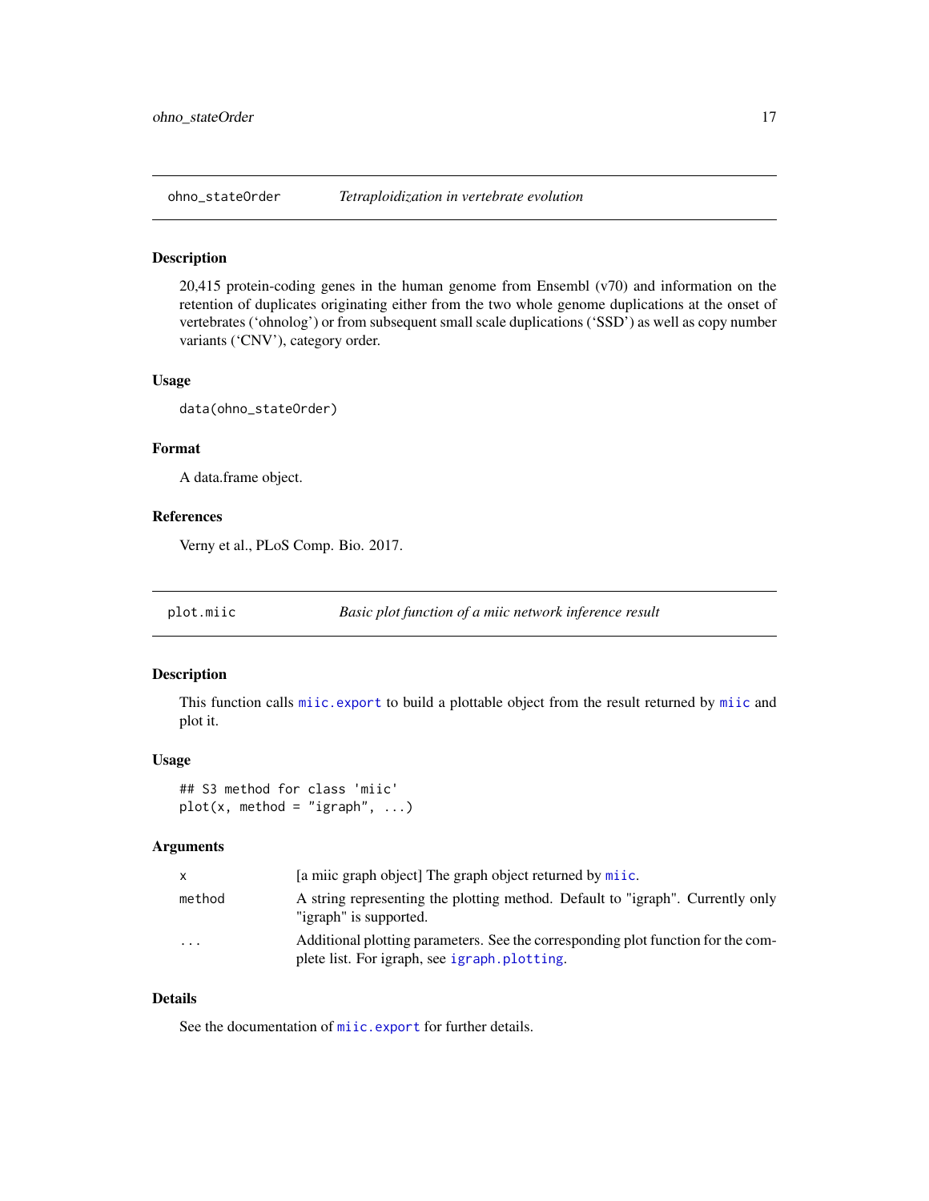## ohno_stateOrder — *Tetraploidization in vertebrate evolution*

### Description

20,415 protein-coding genes in the human genome from Ensembl (v70) and information on the retention of duplicates originating either from the two whole genome duplications at the onset of vertebrates ('ohnolog') or from subsequent small scale duplications ('SSD') as well as copy number variants ('CNV'), category order.

### Usage

```
data(ohno_stateOrder)
```

### Format

A data.frame object.

### References

Verny et al., PLoS Comp. Bio. 2017.

## plot.miic — *Basic plot function of a miic network inference result*

### Description

This function calls miic.export to build a plottable object from the result returned by miic and plot it.

### Usage

```
## S3 method for class 'miic'
plot(x, method = "igraph", ...)
```

### Arguments

| | |
|---|---|
| x | [a miic graph object] The graph object returned by miic. |
| method | A string representing the plotting method. Default to "igraph". Currently only "igraph" is supported. |
| ... | Additional plotting parameters. See the corresponding plot function for the complete list. For igraph, see igraph.plotting. |

### Details

See the documentation of miic.export for further details.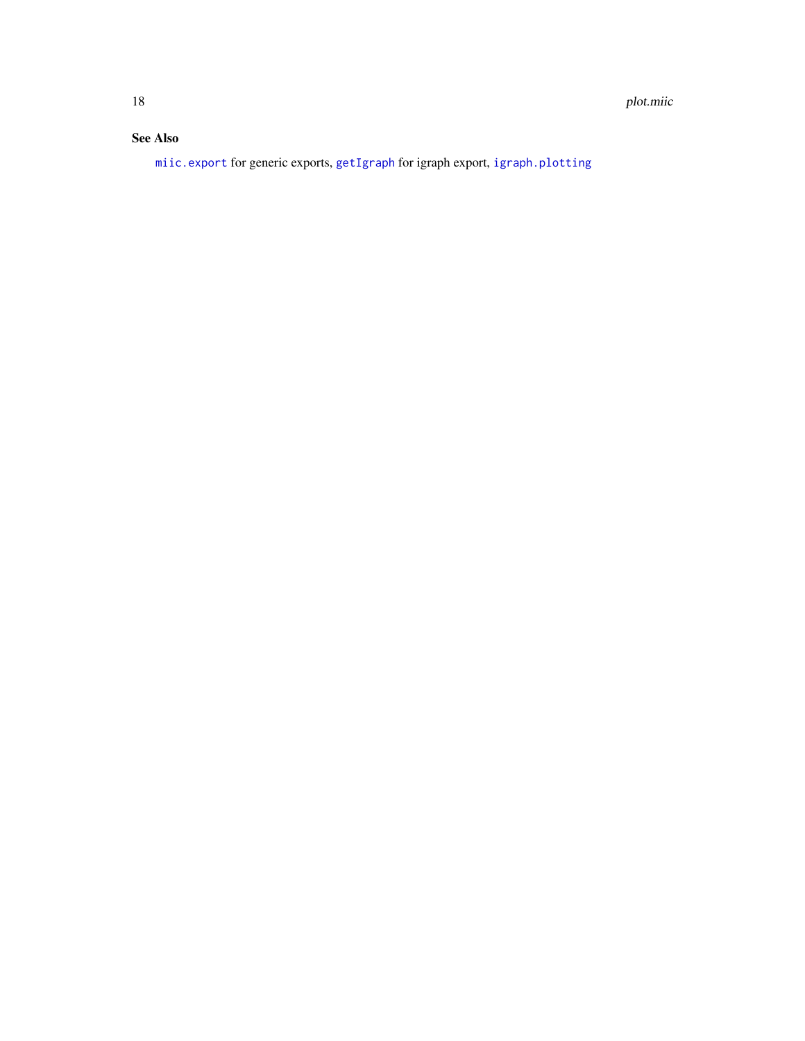## See Also

`miic.export` for generic exports, `getIgraph` for igraph export, `igraph.plotting`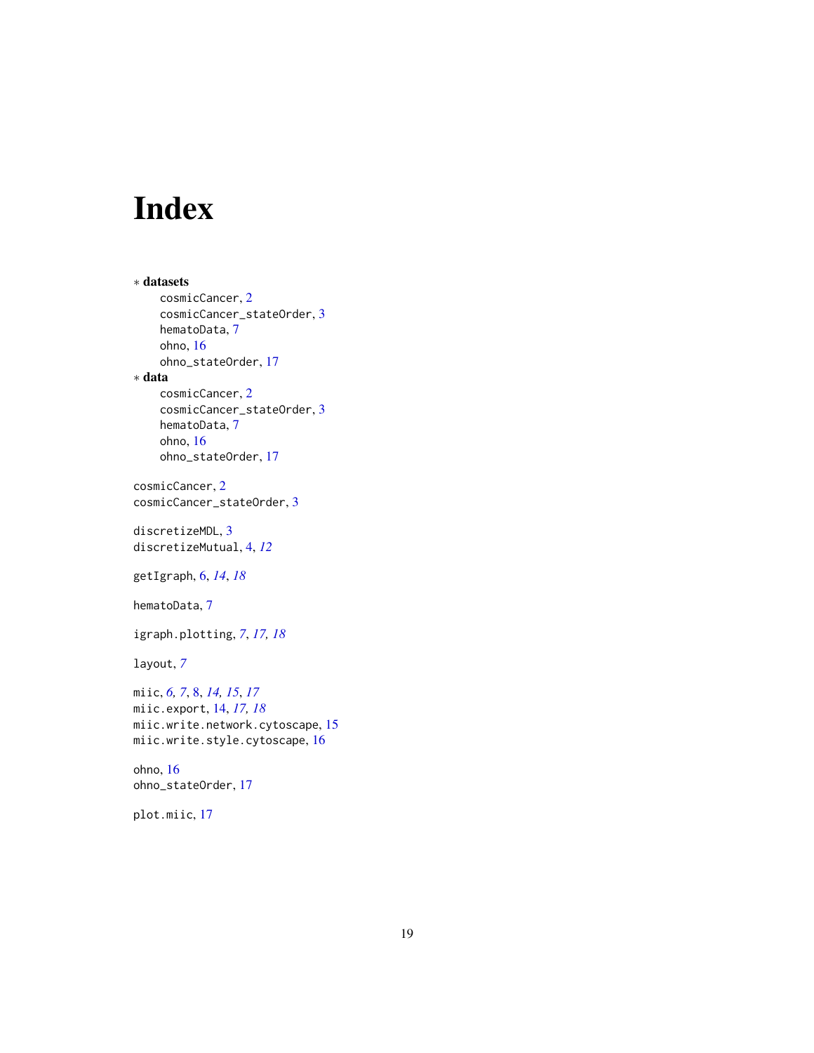# Index

* **datasets**
    - cosmicCancer, 2
    - cosmicCancer_stateOrder, 3
    - hematoData, 7
    - ohno, 16
    - ohno_stateOrder, 17
* **data**
    - cosmicCancer, 2
    - cosmicCancer_stateOrder, 3
    - hematoData, 7
    - ohno, 16
    - ohno_stateOrder, 17

cosmicCancer, 2
cosmicCancer_stateOrder, 3

discretizeMDL, 3
discretizeMutual, 4, *12*

getIgraph, 6, *14*, *18*

hematoData, 7

igraph.plotting, *7*, *17, 18*

layout, *7*

miic, *6, 7*, 8, *14, 15*, *17*
miic.export, 14, *17, 18*
miic.write.network.cytoscape, 15
miic.write.style.cytoscape, 16

ohno, 16
ohno_stateOrder, 17

plot.miic, 17